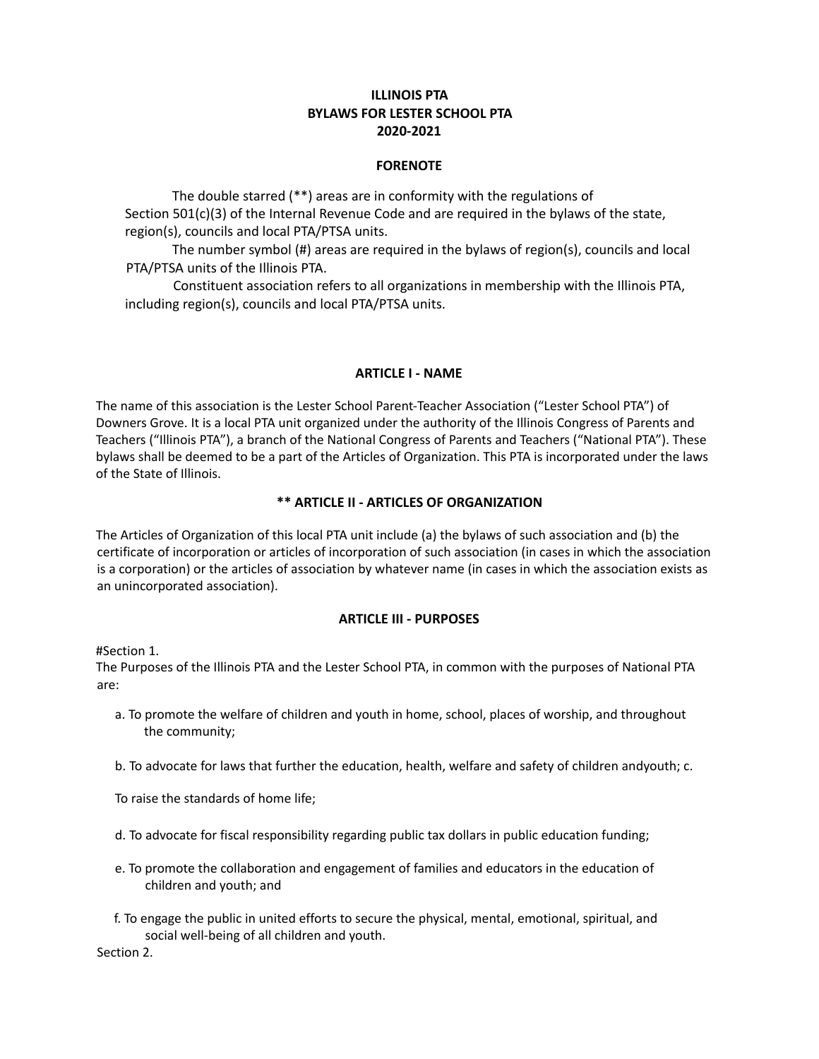# ILLINOIS PTA
# BYLAWS FOR LESTER SCHOOL PTA
# 2020-2021

## FORENOTE

The double starred (**) areas are in conformity with the regulations of Section 501(c)(3) of the Internal Revenue Code and are required in the bylaws of the state, region(s), councils and local PTA/PTSA units.

The number symbol (#) areas are required in the bylaws of region(s), councils and local PTA/PTSA units of the Illinois PTA.

Constituent association refers to all organizations in membership with the Illinois PTA, including region(s), councils and local PTA/PTSA units.

## ARTICLE I - NAME

The name of this association is the Lester School Parent-Teacher Association ("Lester School PTA") of Downers Grove. It is a local PTA unit organized under the authority of the Illinois Congress of Parents and Teachers ("Illinois PTA"), a branch of the National Congress of Parents and Teachers ("National PTA"). These bylaws shall be deemed to be a part of the Articles of Organization. This PTA is incorporated under the laws of the State of Illinois.

## ** ARTICLE II - ARTICLES OF ORGANIZATION

The Articles of Organization of this local PTA unit include (a) the bylaws of such association and (b) the certificate of incorporation or articles of incorporation of such association (in cases in which the association is a corporation) or the articles of association by whatever name (in cases in which the association exists as an unincorporated association).

## ARTICLE III - PURPOSES

#Section 1.

The Purposes of the Illinois PTA and the Lester School PTA, in common with the purposes of National PTA are:

a. To promote the welfare of children and youth in home, school, places of worship, and throughout the community;

b. To advocate for laws that further the education, health, welfare and safety of children andyouth; c.

To raise the standards of home life;

d. To advocate for fiscal responsibility regarding public tax dollars in public education funding;

e. To promote the collaboration and engagement of families and educators in the education of children and youth; and

f. To engage the public in united efforts to secure the physical, mental, emotional, spiritual, and social well-being of all children and youth.

Section 2.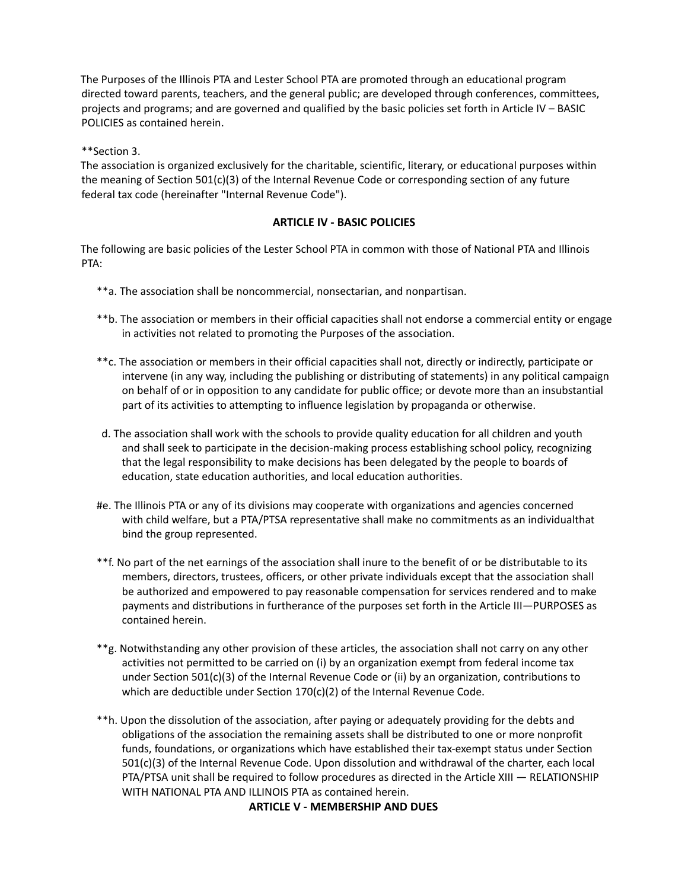The Purposes of the Illinois PTA and Lester School PTA are promoted through an educational program directed toward parents, teachers, and the general public; are developed through conferences, committees, projects and programs; and are governed and qualified by the basic policies set forth in Article IV – BASIC POLICIES as contained herein.

**Section 3.
The association is organized exclusively for the charitable, scientific, literary, or educational purposes within the meaning of Section 501(c)(3) of the Internal Revenue Code or corresponding section of any future federal tax code (hereinafter "Internal Revenue Code").

## ARTICLE IV - BASIC POLICIES

The following are basic policies of the Lester School PTA in common with those of National PTA and Illinois PTA:

**a. The association shall be noncommercial, nonsectarian, and nonpartisan.

**b. The association or members in their official capacities shall not endorse a commercial entity or engage in activities not related to promoting the Purposes of the association.

**c. The association or members in their official capacities shall not, directly or indirectly, participate or intervene (in any way, including the publishing or distributing of statements) in any political campaign on behalf of or in opposition to any candidate for public office; or devote more than an insubstantial part of its activities to attempting to influence legislation by propaganda or otherwise.

d. The association shall work with the schools to provide quality education for all children and youth and shall seek to participate in the decision-making process establishing school policy, recognizing that the legal responsibility to make decisions has been delegated by the people to boards of education, state education authorities, and local education authorities.

#e. The Illinois PTA or any of its divisions may cooperate with organizations and agencies concerned with child welfare, but a PTA/PTSA representative shall make no commitments as an individualthat bind the group represented.

**f. No part of the net earnings of the association shall inure to the benefit of or be distributable to its members, directors, trustees, officers, or other private individuals except that the association shall be authorized and empowered to pay reasonable compensation for services rendered and to make payments and distributions in furtherance of the purposes set forth in the Article III—PURPOSES as contained herein.

**g. Notwithstanding any other provision of these articles, the association shall not carry on any other activities not permitted to be carried on (i) by an organization exempt from federal income tax under Section 501(c)(3) of the Internal Revenue Code or (ii) by an organization, contributions to which are deductible under Section 170(c)(2) of the Internal Revenue Code.

**h. Upon the dissolution of the association, after paying or adequately providing for the debts and obligations of the association the remaining assets shall be distributed to one or more nonprofit funds, foundations, or organizations which have established their tax-exempt status under Section 501(c)(3) of the Internal Revenue Code. Upon dissolution and withdrawal of the charter, each local PTA/PTSA unit shall be required to follow procedures as directed in the Article XIII — RELATIONSHIP WITH NATIONAL PTA AND ILLINOIS PTA as contained herein.

## ARTICLE V - MEMBERSHIP AND DUES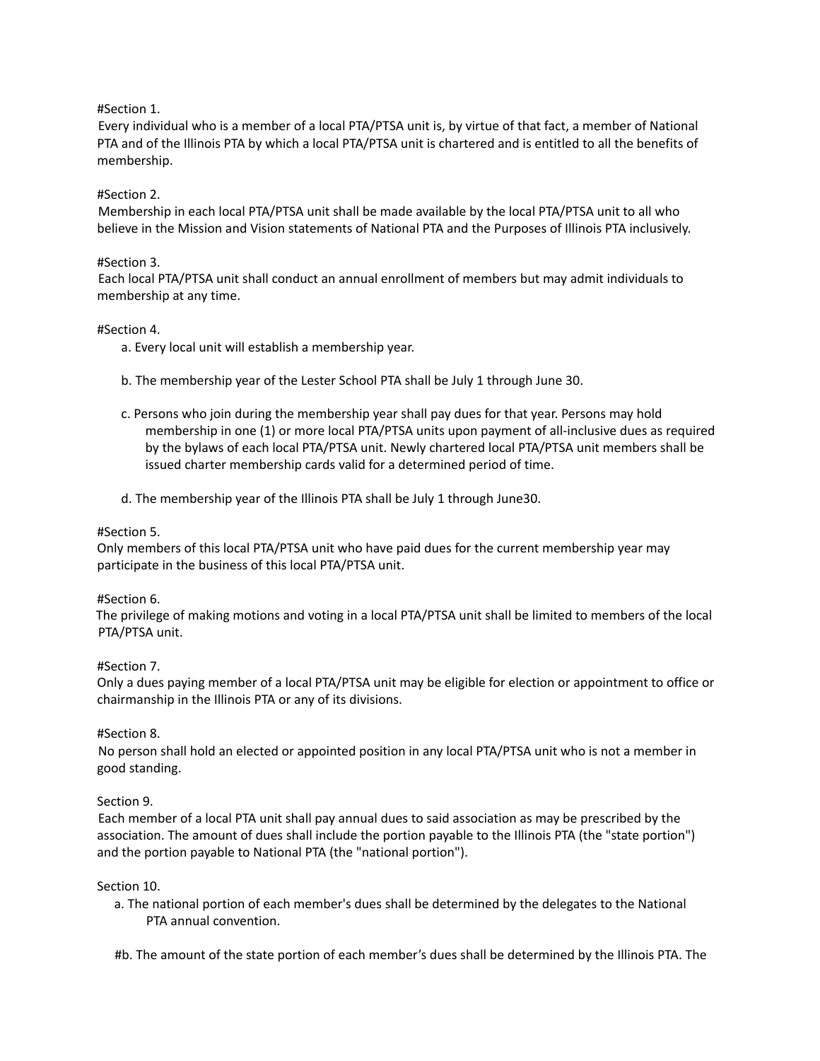#Section 1.

Every individual who is a member of a local PTA/PTSA unit is, by virtue of that fact, a member of National PTA and of the Illinois PTA by which a local PTA/PTSA unit is chartered and is entitled to all the benefits of membership.

#Section 2.

Membership in each local PTA/PTSA unit shall be made available by the local PTA/PTSA unit to all who believe in the Mission and Vision statements of National PTA and the Purposes of Illinois PTA inclusively.

#Section 3.

Each local PTA/PTSA unit shall conduct an annual enrollment of members but may admit individuals to membership at any time.

#Section 4.

a. Every local unit will establish a membership year.

b. The membership year of the Lester School PTA shall be July 1 through June 30.

c. Persons who join during the membership year shall pay dues for that year. Persons may hold membership in one (1) or more local PTA/PTSA units upon payment of all-inclusive dues as required by the bylaws of each local PTA/PTSA unit. Newly chartered local PTA/PTSA unit members shall be issued charter membership cards valid for a determined period of time.

d. The membership year of the Illinois PTA shall be July 1 through June30.

#Section 5.

Only members of this local PTA/PTSA unit who have paid dues for the current membership year may participate in the business of this local PTA/PTSA unit.

#Section 6.

The privilege of making motions and voting in a local PTA/PTSA unit shall be limited to members of the local PTA/PTSA unit.

#Section 7.

Only a dues paying member of a local PTA/PTSA unit may be eligible for election or appointment to office or chairmanship in the Illinois PTA or any of its divisions.

#Section 8.

No person shall hold an elected or appointed position in any local PTA/PTSA unit who is not a member in good standing.

Section 9.

Each member of a local PTA unit shall pay annual dues to said association as may be prescribed by the association. The amount of dues shall include the portion payable to the Illinois PTA (the "state portion") and the portion payable to National PTA (the "national portion").

Section 10.

a. The national portion of each member's dues shall be determined by the delegates to the National PTA annual convention.

#b. The amount of the state portion of each member's dues shall be determined by the Illinois PTA. The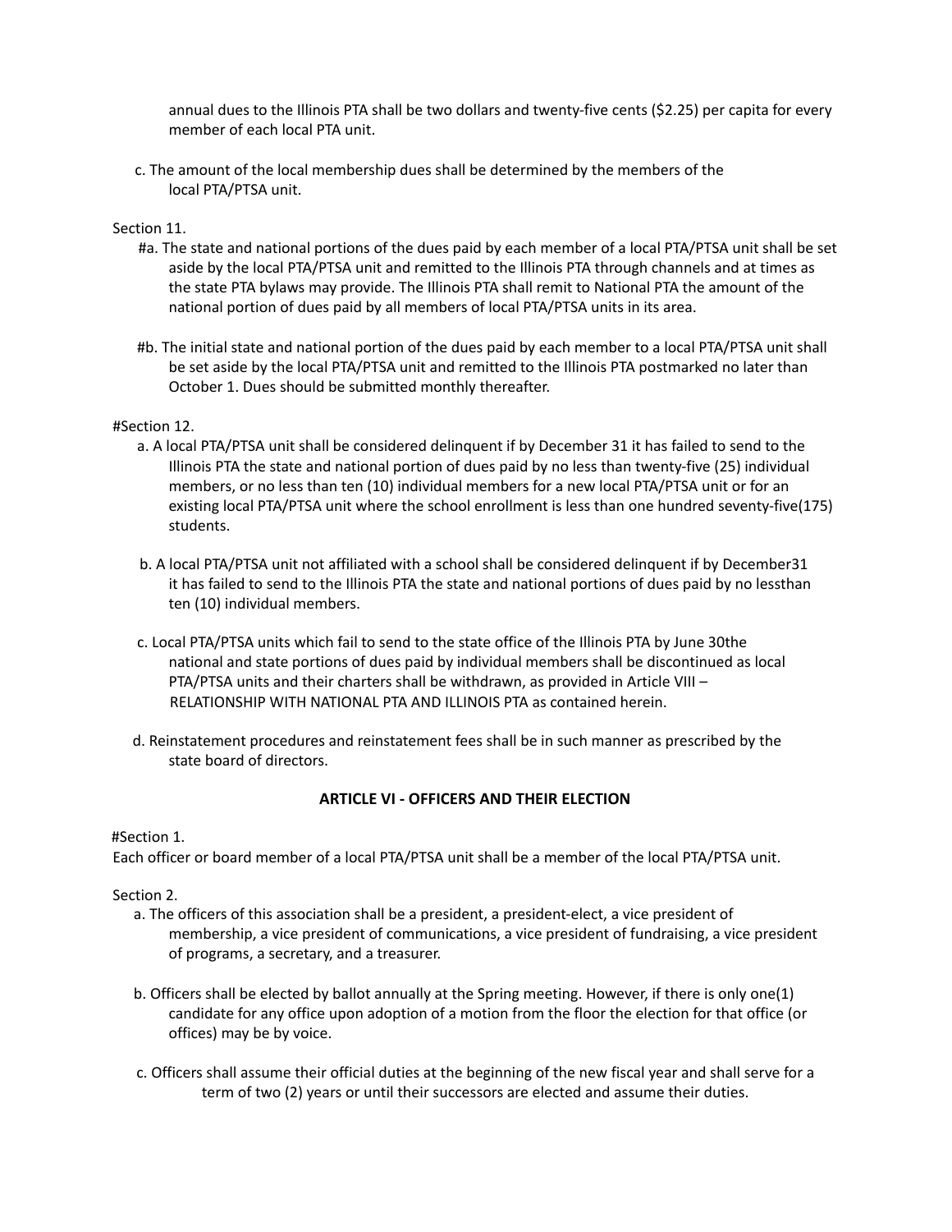annual dues to the Illinois PTA shall be two dollars and twenty-five cents ($2.25) per capita for every member of each local PTA unit.

c. The amount of the local membership dues shall be determined by the members of the local PTA/PTSA unit.

Section 11.

#a. The state and national portions of the dues paid by each member of a local PTA/PTSA unit shall be set aside by the local PTA/PTSA unit and remitted to the Illinois PTA through channels and at times as the state PTA bylaws may provide. The Illinois PTA shall remit to National PTA the amount of the national portion of dues paid by all members of local PTA/PTSA units in its area.

#b. The initial state and national portion of the dues paid by each member to a local PTA/PTSA unit shall be set aside by the local PTA/PTSA unit and remitted to the Illinois PTA postmarked no later than October 1. Dues should be submitted monthly thereafter.

#Section 12.

a. A local PTA/PTSA unit shall be considered delinquent if by December 31 it has failed to send to the Illinois PTA the state and national portion of dues paid by no less than twenty-five (25) individual members, or no less than ten (10) individual members for a new local PTA/PTSA unit or for an existing local PTA/PTSA unit where the school enrollment is less than one hundred seventy-five(175) students.

b. A local PTA/PTSA unit not affiliated with a school shall be considered delinquent if by December31 it has failed to send to the Illinois PTA the state and national portions of dues paid by no lessthan ten (10) individual members.

c. Local PTA/PTSA units which fail to send to the state office of the Illinois PTA by June 30the national and state portions of dues paid by individual members shall be discontinued as local PTA/PTSA units and their charters shall be withdrawn, as provided in Article VIII – RELATIONSHIP WITH NATIONAL PTA AND ILLINOIS PTA as contained herein.

d. Reinstatement procedures and reinstatement fees shall be in such manner as prescribed by the state board of directors.

## ARTICLE VI - OFFICERS AND THEIR ELECTION

#Section 1.

Each officer or board member of a local PTA/PTSA unit shall be a member of the local PTA/PTSA unit.

Section 2.

a. The officers of this association shall be a president, a president-elect, a vice president of membership, a vice president of communications, a vice president of fundraising, a vice president of programs, a secretary, and a treasurer.

b. Officers shall be elected by ballot annually at the Spring meeting. However, if there is only one(1) candidate for any office upon adoption of a motion from the floor the election for that office (or offices) may be by voice.

c. Officers shall assume their official duties at the beginning of the new fiscal year and shall serve for a term of two (2) years or until their successors are elected and assume their duties.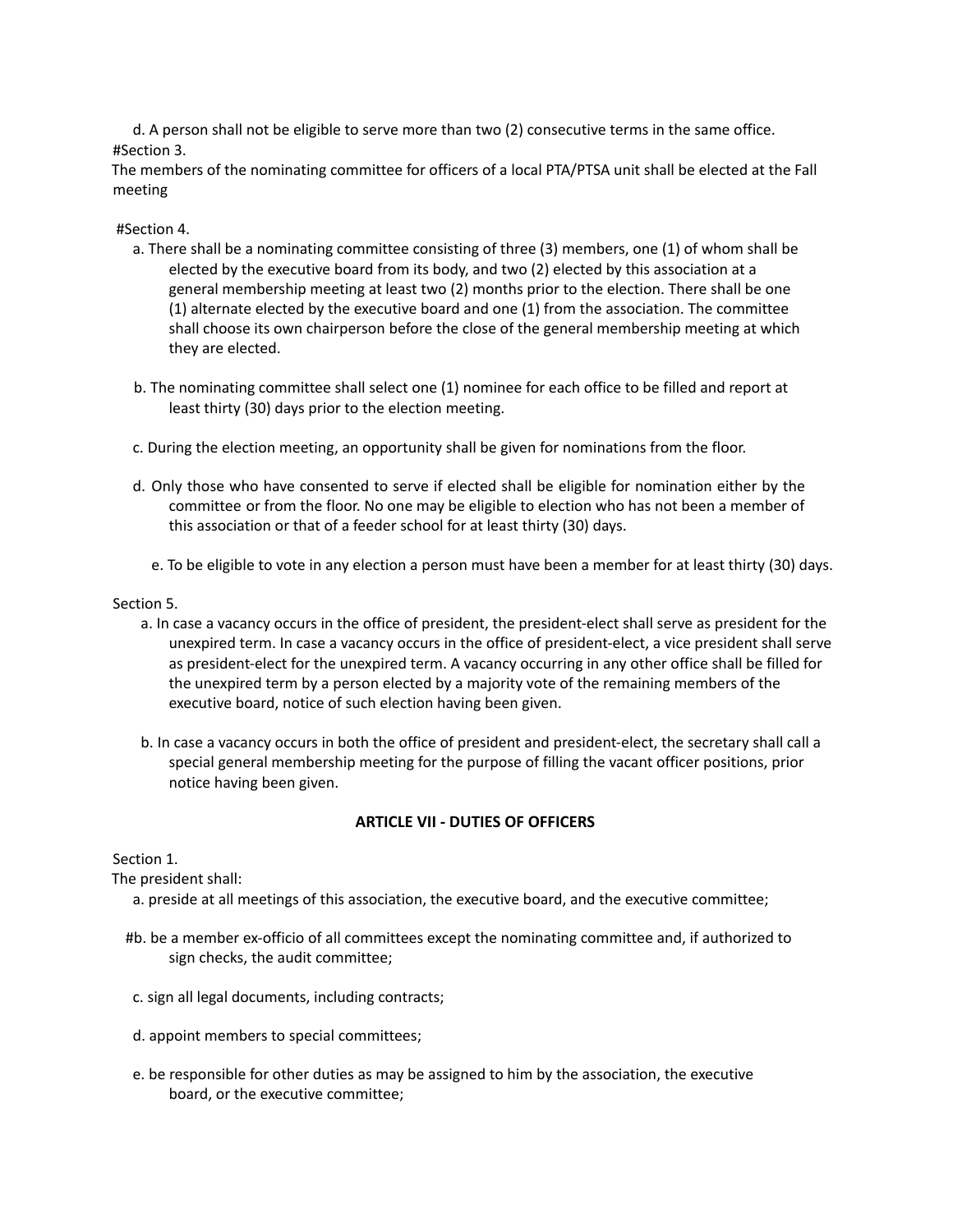d. A person shall not be eligible to serve more than two (2) consecutive terms in the same office.

#Section 3.

The members of the nominating committee for officers of a local PTA/PTSA unit shall be elected at the Fall meeting

#Section 4.

a. There shall be a nominating committee consisting of three (3) members, one (1) of whom shall be elected by the executive board from its body, and two (2) elected by this association at a general membership meeting at least two (2) months prior to the election. There shall be one (1) alternate elected by the executive board and one (1) from the association. The committee shall choose its own chairperson before the close of the general membership meeting at which they are elected.

b. The nominating committee shall select one (1) nominee for each office to be filled and report at least thirty (30) days prior to the election meeting.

c. During the election meeting, an opportunity shall be given for nominations from the floor.

d. Only those who have consented to serve if elected shall be eligible for nomination either by the committee or from the floor. No one may be eligible to election who has not been a member of this association or that of a feeder school for at least thirty (30) days.

e. To be eligible to vote in any election a person must have been a member for at least thirty (30) days.

Section 5.

a. In case a vacancy occurs in the office of president, the president-elect shall serve as president for the unexpired term. In case a vacancy occurs in the office of president-elect, a vice president shall serve as president-elect for the unexpired term. A vacancy occurring in any other office shall be filled for the unexpired term by a person elected by a majority vote of the remaining members of the executive board, notice of such election having been given.

b. In case a vacancy occurs in both the office of president and president-elect, the secretary shall call a special general membership meeting for the purpose of filling the vacant officer positions, prior notice having been given.

## ARTICLE VII - DUTIES OF OFFICERS

Section 1.

The president shall:

a. preside at all meetings of this association, the executive board, and the executive committee;

#b. be a member ex-officio of all committees except the nominating committee and, if authorized to sign checks, the audit committee;

c. sign all legal documents, including contracts;

d. appoint members to special committees;

e. be responsible for other duties as may be assigned to him by the association, the executive board, or the executive committee;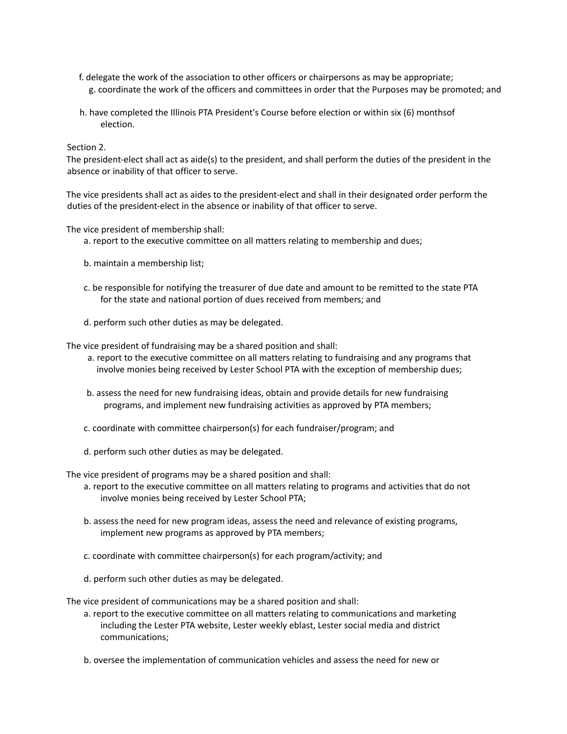f. delegate the work of the association to other officers or chairpersons as may be appropriate;

g. coordinate the work of the officers and committees in order that the Purposes may be promoted; and

h. have completed the Illinois PTA President's Course before election or within six (6) monthsof election.

Section 2.

The president-elect shall act as aide(s) to the president, and shall perform the duties of the president in the absence or inability of that officer to serve.

The vice presidents shall act as aides to the president-elect and shall in their designated order perform the duties of the president-elect in the absence or inability of that officer to serve.

The vice president of membership shall:

a. report to the executive committee on all matters relating to membership and dues;

b. maintain a membership list;

c. be responsible for notifying the treasurer of due date and amount to be remitted to the state PTA for the state and national portion of dues received from members; and

d. perform such other duties as may be delegated.

The vice president of fundraising may be a shared position and shall:

a. report to the executive committee on all matters relating to fundraising and any programs that involve monies being received by Lester School PTA with the exception of membership dues;

b. assess the need for new fundraising ideas, obtain and provide details for new fundraising programs, and implement new fundraising activities as approved by PTA members;

c. coordinate with committee chairperson(s) for each fundraiser/program; and

d. perform such other duties as may be delegated.

The vice president of programs may be a shared position and shall:

a. report to the executive committee on all matters relating to programs and activities that do not involve monies being received by Lester School PTA;

b. assess the need for new program ideas, assess the need and relevance of existing programs, implement new programs as approved by PTA members;

c. coordinate with committee chairperson(s) for each program/activity; and

d. perform such other duties as may be delegated.

The vice president of communications may be a shared position and shall:

a. report to the executive committee on all matters relating to communications and marketing including the Lester PTA website, Lester weekly eblast, Lester social media and district communications;

b. oversee the implementation of communication vehicles and assess the need for new or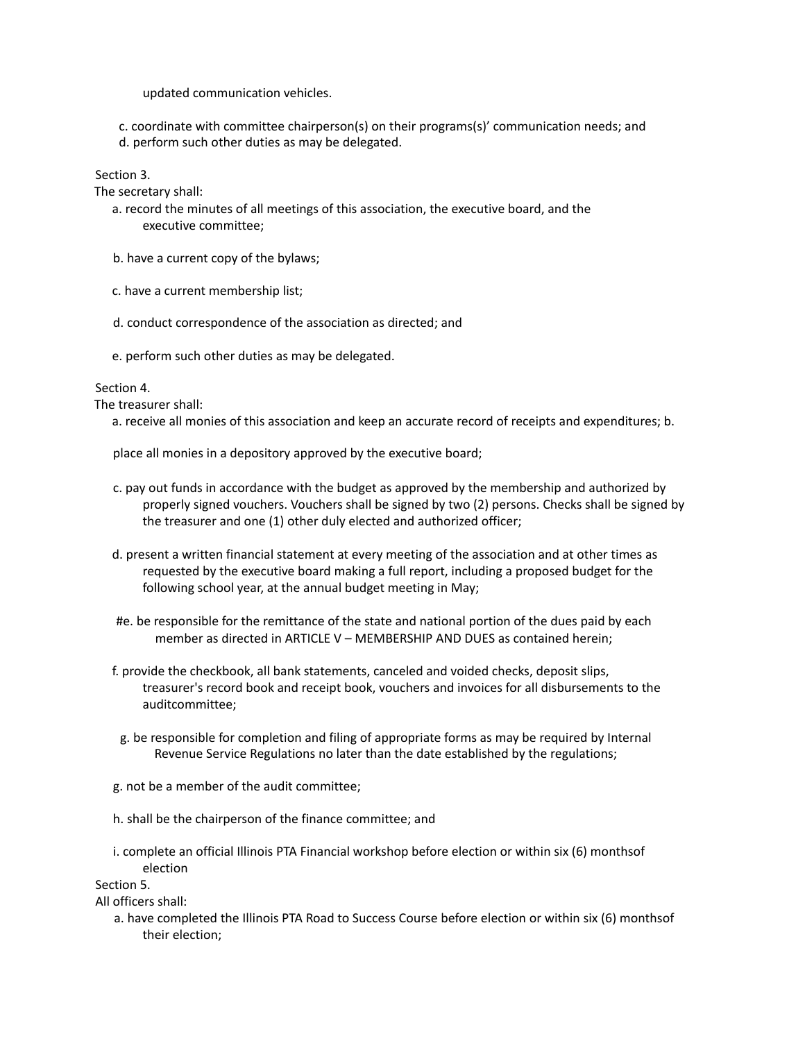updated communication vehicles.

c. coordinate with committee chairperson(s) on their programs(s)' communication needs; and
d. perform such other duties as may be delegated.

Section 3.
The secretary shall:

a. record the minutes of all meetings of this association, the executive board, and the executive committee;

b. have a current copy of the bylaws;

c. have a current membership list;

d. conduct correspondence of the association as directed; and

e. perform such other duties as may be delegated.

Section 4.
The treasurer shall:

a. receive all monies of this association and keep an accurate record of receipts and expenditures; b.

place all monies in a depository approved by the executive board;

c. pay out funds in accordance with the budget as approved by the membership and authorized by properly signed vouchers. Vouchers shall be signed by two (2) persons. Checks shall be signed by the treasurer and one (1) other duly elected and authorized officer;

d. present a written financial statement at every meeting of the association and at other times as requested by the executive board making a full report, including a proposed budget for the following school year, at the annual budget meeting in May;

#e. be responsible for the remittance of the state and national portion of the dues paid by each member as directed in ARTICLE V – MEMBERSHIP AND DUES as contained herein;

f. provide the checkbook, all bank statements, canceled and voided checks, deposit slips, treasurer's record book and receipt book, vouchers and invoices for all disbursements to the auditcommittee;

g. be responsible for completion and filing of appropriate forms as may be required by Internal Revenue Service Regulations no later than the date established by the regulations;

g. not be a member of the audit committee;

h. shall be the chairperson of the finance committee; and

i. complete an official Illinois PTA Financial workshop before election or within six (6) monthsof election

Section 5.
All officers shall:

a. have completed the Illinois PTA Road to Success Course before election or within six (6) monthsof their election;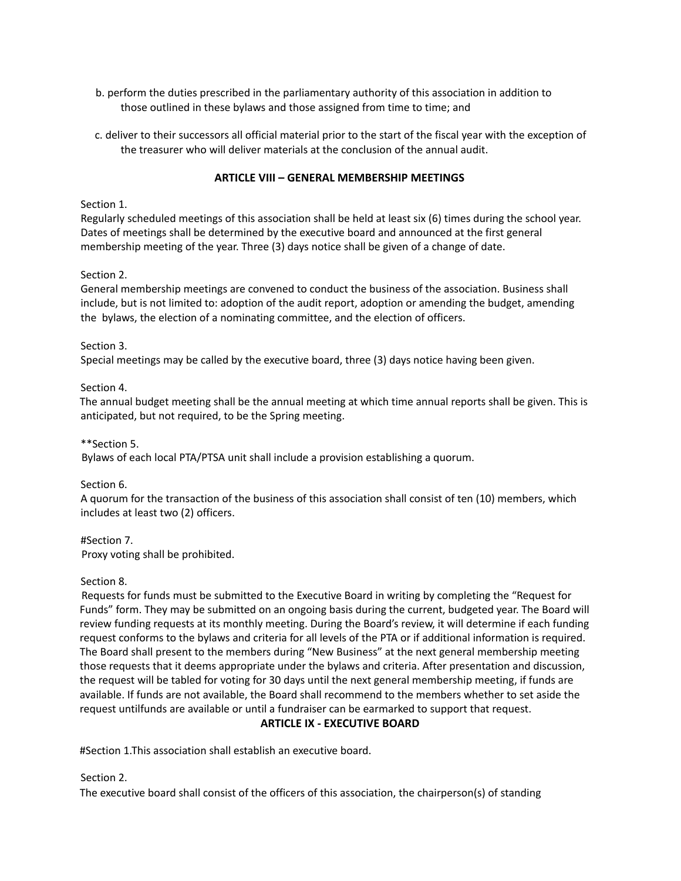b. perform the duties prescribed in the parliamentary authority of this association in addition to those outlined in these bylaws and those assigned from time to time; and

c. deliver to their successors all official material prior to the start of the fiscal year with the exception of the treasurer who will deliver materials at the conclusion of the annual audit.

## ARTICLE VIII – GENERAL MEMBERSHIP MEETINGS

Section 1.
Regularly scheduled meetings of this association shall be held at least six (6) times during the school year. Dates of meetings shall be determined by the executive board and announced at the first general membership meeting of the year. Three (3) days notice shall be given of a change of date.

Section 2.
General membership meetings are convened to conduct the business of the association. Business shall include, but is not limited to: adoption of the audit report, adoption or amending the budget, amending the bylaws, the election of a nominating committee, and the election of officers.

Section 3.
Special meetings may be called by the executive board, three (3) days notice having been given.

Section 4.
The annual budget meeting shall be the annual meeting at which time annual reports shall be given. This is anticipated, but not required, to be the Spring meeting.

**Section 5.
Bylaws of each local PTA/PTSA unit shall include a provision establishing a quorum.

Section 6.
A quorum for the transaction of the business of this association shall consist of ten (10) members, which includes at least two (2) officers.

#Section 7.
Proxy voting shall be prohibited.

Section 8.
Requests for funds must be submitted to the Executive Board in writing by completing the "Request for Funds" form. They may be submitted on an ongoing basis during the current, budgeted year. The Board will review funding requests at its monthly meeting. During the Board's review, it will determine if each funding request conforms to the bylaws and criteria for all levels of the PTA or if additional information is required. The Board shall present to the members during "New Business" at the next general membership meeting those requests that it deems appropriate under the bylaws and criteria. After presentation and discussion, the request will be tabled for voting for 30 days until the next general membership meeting, if funds are available. If funds are not available, the Board shall recommend to the members whether to set aside the request untilfunds are available or until a fundraiser can be earmarked to support that request.

## ARTICLE IX - EXECUTIVE BOARD

#Section 1.This association shall establish an executive board.

Section 2.
The executive board shall consist of the officers of this association, the chairperson(s) of standing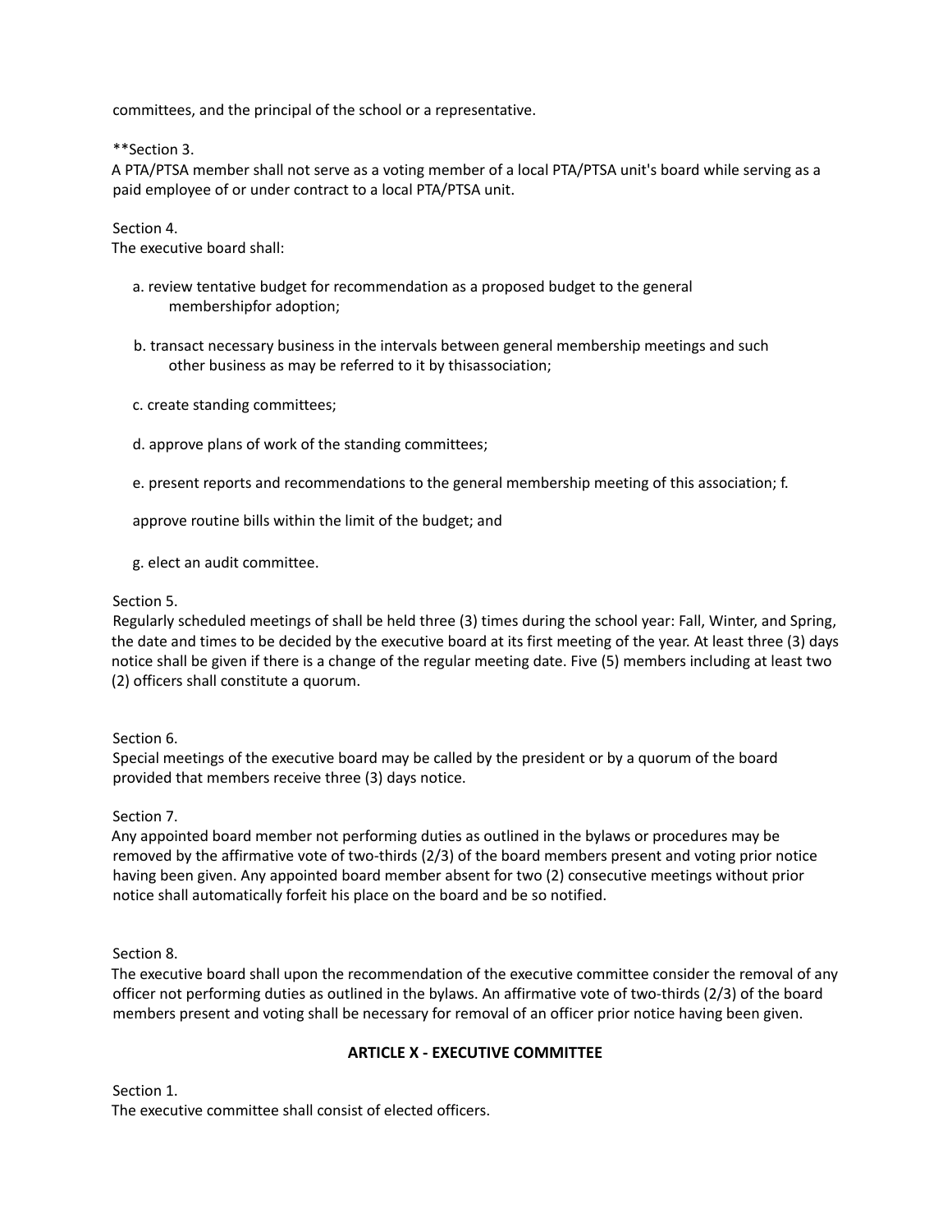committees, and the principal of the school or a representative.

**Section 3.
A PTA/PTSA member shall not serve as a voting member of a local PTA/PTSA unit's board while serving as a paid employee of or under contract to a local PTA/PTSA unit.

Section 4.
The executive board shall:

a. review tentative budget for recommendation as a proposed budget to the general membershipfor adoption;

b. transact necessary business in the intervals between general membership meetings and such other business as may be referred to it by thisassociation;

c. create standing committees;

d. approve plans of work of the standing committees;

e. present reports and recommendations to the general membership meeting of this association; f.

approve routine bills within the limit of the budget; and

g. elect an audit committee.

Section 5.
Regularly scheduled meetings of shall be held three (3) times during the school year: Fall, Winter, and Spring, the date and times to be decided by the executive board at its first meeting of the year. At least three (3) days notice shall be given if there is a change of the regular meeting date. Five (5) members including at least two (2) officers shall constitute a quorum.

Section 6.
Special meetings of the executive board may be called by the president or by a quorum of the board provided that members receive three (3) days notice.

Section 7.
Any appointed board member not performing duties as outlined in the bylaws or procedures may be removed by the affirmative vote of two-thirds (2/3) of the board members present and voting prior notice having been given. Any appointed board member absent for two (2) consecutive meetings without prior notice shall automatically forfeit his place on the board and be so notified.

Section 8.
The executive board shall upon the recommendation of the executive committee consider the removal of any officer not performing duties as outlined in the bylaws. An affirmative vote of two-thirds (2/3) of the board members present and voting shall be necessary for removal of an officer prior notice having been given.

## ARTICLE X - EXECUTIVE COMMITTEE

Section 1.
The executive committee shall consist of elected officers.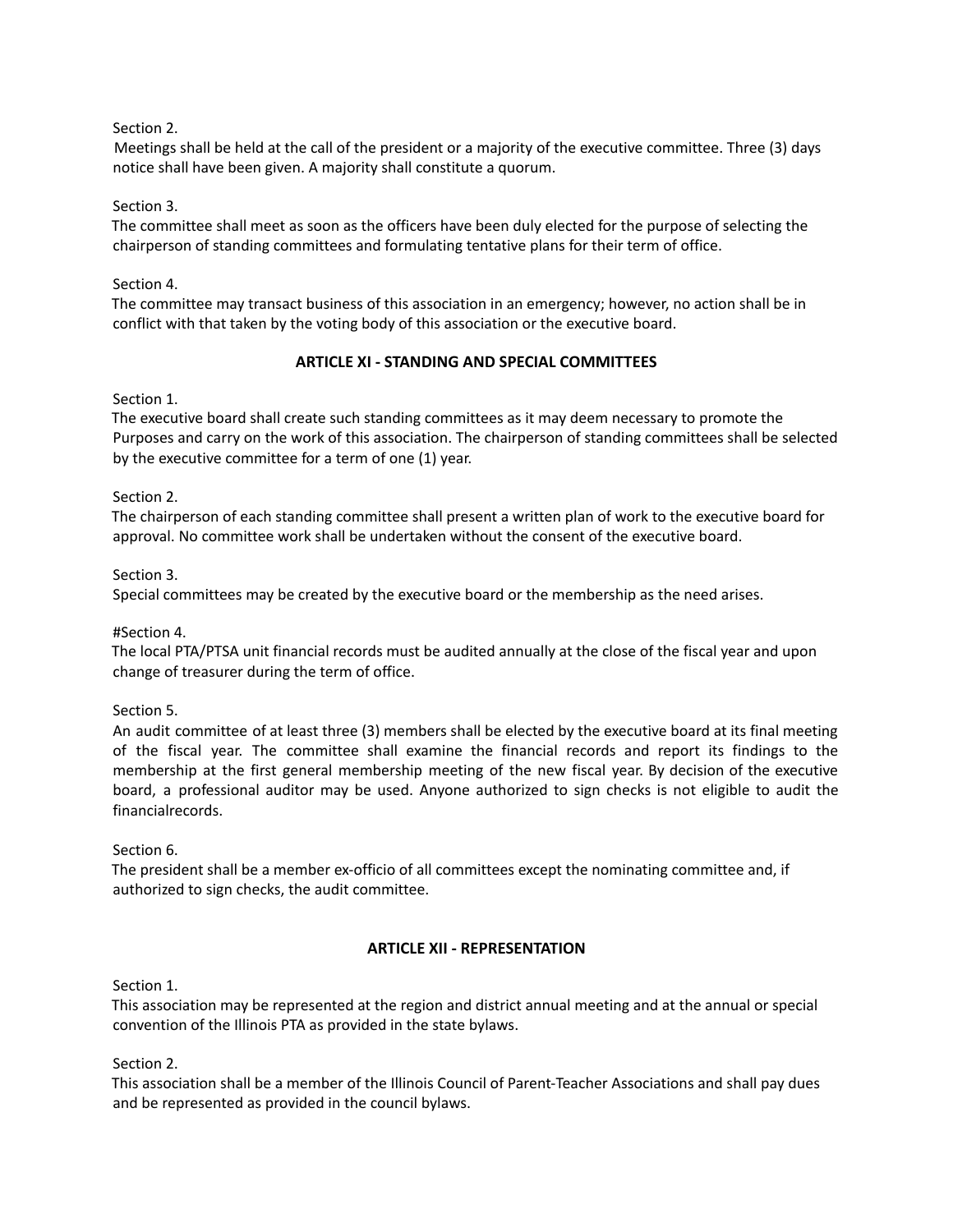Section 2.
Meetings shall be held at the call of the president or a majority of the executive committee. Three (3) days notice shall have been given. A majority shall constitute a quorum.

Section 3.
The committee shall meet as soon as the officers have been duly elected for the purpose of selecting the chairperson of standing committees and formulating tentative plans for their term of office.

Section 4.
The committee may transact business of this association in an emergency; however, no action shall be in conflict with that taken by the voting body of this association or the executive board.

## ARTICLE XI - STANDING AND SPECIAL COMMITTEES

Section 1.
The executive board shall create such standing committees as it may deem necessary to promote the Purposes and carry on the work of this association. The chairperson of standing committees shall be selected by the executive committee for a term of one (1) year.

Section 2.
The chairperson of each standing committee shall present a written plan of work to the executive board for approval. No committee work shall be undertaken without the consent of the executive board.

Section 3.
Special committees may be created by the executive board or the membership as the need arises.

#Section 4.
The local PTA/PTSA unit financial records must be audited annually at the close of the fiscal year and upon change of treasurer during the term of office.

Section 5.
An audit committee of at least three (3) members shall be elected by the executive board at its final meeting of the fiscal year. The committee shall examine the financial records and report its findings to the membership at the first general membership meeting of the new fiscal year. By decision of the executive board, a professional auditor may be used. Anyone authorized to sign checks is not eligible to audit the financialrecords.

Section 6.
The president shall be a member ex-officio of all committees except the nominating committee and, if authorized to sign checks, the audit committee.

## ARTICLE XII - REPRESENTATION

Section 1.
This association may be represented at the region and district annual meeting and at the annual or special convention of the Illinois PTA as provided in the state bylaws.

Section 2.
This association shall be a member of the Illinois Council of Parent-Teacher Associations and shall pay dues and be represented as provided in the council bylaws.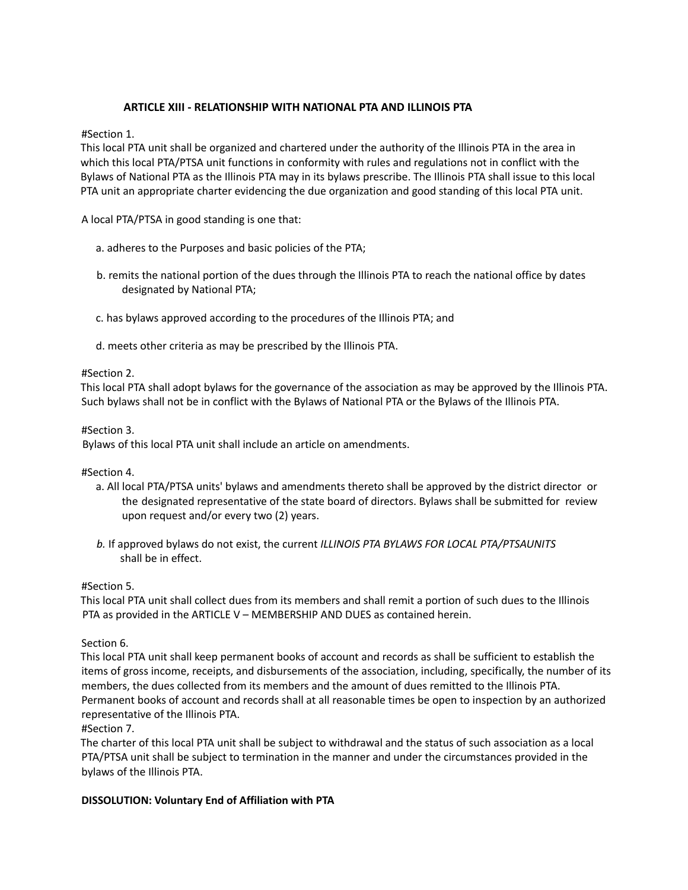**ARTICLE XIII - RELATIONSHIP WITH NATIONAL PTA AND ILLINOIS PTA**

#Section 1.
This local PTA unit shall be organized and chartered under the authority of the Illinois PTA in the area in which this local PTA/PTSA unit functions in conformity with rules and regulations not in conflict with the Bylaws of National PTA as the Illinois PTA may in its bylaws prescribe. The Illinois PTA shall issue to this local PTA unit an appropriate charter evidencing the due organization and good standing of this local PTA unit.

A local PTA/PTSA in good standing is one that:

a. adheres to the Purposes and basic policies of the PTA;

b. remits the national portion of the dues through the Illinois PTA to reach the national office by dates designated by National PTA;

c. has bylaws approved according to the procedures of the Illinois PTA; and

d. meets other criteria as may be prescribed by the Illinois PTA.

#Section 2.
This local PTA shall adopt bylaws for the governance of the association as may be approved by the Illinois PTA. Such bylaws shall not be in conflict with the Bylaws of National PTA or the Bylaws of the Illinois PTA.

#Section 3.
Bylaws of this local PTA unit shall include an article on amendments.

#Section 4.

a. All local PTA/PTSA units' bylaws and amendments thereto shall be approved by the district director or the designated representative of the state board of directors. Bylaws shall be submitted for review upon request and/or every two (2) years.

*b.* If approved bylaws do not exist, the current *ILLINOIS PTA BYLAWS FOR LOCAL PTA/PTSAUNITS* shall be in effect.

#Section 5.
This local PTA unit shall collect dues from its members and shall remit a portion of such dues to the Illinois PTA as provided in the ARTICLE V – MEMBERSHIP AND DUES as contained herein.

Section 6.
This local PTA unit shall keep permanent books of account and records as shall be sufficient to establish the items of gross income, receipts, and disbursements of the association, including, specifically, the number of its members, the dues collected from its members and the amount of dues remitted to the Illinois PTA. Permanent books of account and records shall at all reasonable times be open to inspection by an authorized representative of the Illinois PTA.

#Section 7.
The charter of this local PTA unit shall be subject to withdrawal and the status of such association as a local PTA/PTSA unit shall be subject to termination in the manner and under the circumstances provided in the bylaws of the Illinois PTA.

**DISSOLUTION: Voluntary End of Affiliation with PTA**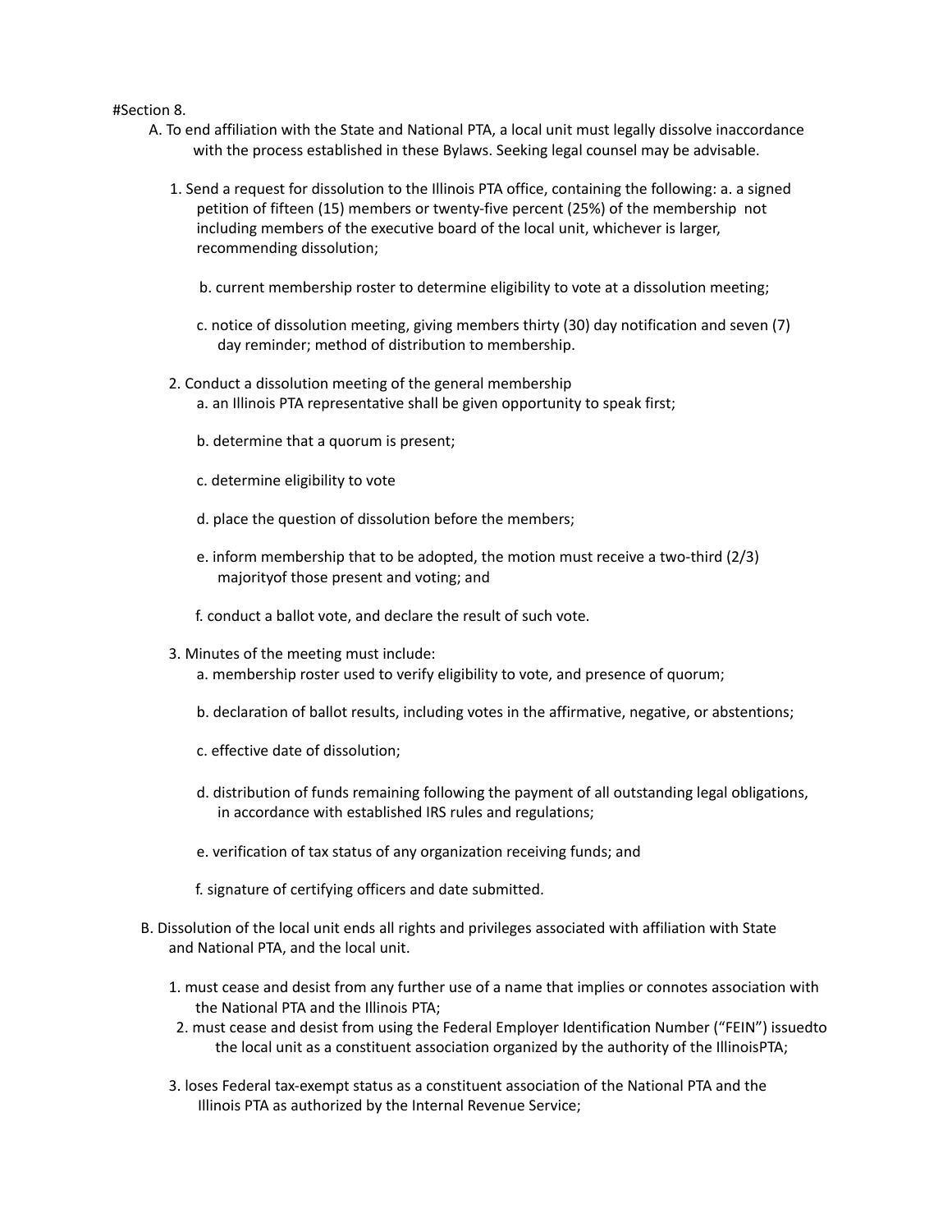# Section 8.

A. To end affiliation with the State and National PTA, a local unit must legally dissolve inaccordance with the process established in these Bylaws. Seeking legal counsel may be advisable.

1. Send a request for dissolution to the Illinois PTA office, containing the following:
    a. a signed petition of fifteen (15) members or twenty-five percent (25%) of the membership not including members of the executive board of the local unit, whichever is larger, recommending dissolution;

    b. current membership roster to determine eligibility to vote at a dissolution meeting;

    c. notice of dissolution meeting, giving members thirty (30) day notification and seven (7) day reminder; method of distribution to membership.

2. Conduct a dissolution meeting of the general membership
    a. an Illinois PTA representative shall be given opportunity to speak first;

    b. determine that a quorum is present;

    c. determine eligibility to vote

    d. place the question of dissolution before the members;

    e. inform membership that to be adopted, the motion must receive a two-third (2/3) majorityof those present and voting; and

    f. conduct a ballot vote, and declare the result of such vote.

3. Minutes of the meeting must include:
    a. membership roster used to verify eligibility to vote, and presence of quorum;

    b. declaration of ballot results, including votes in the affirmative, negative, or abstentions;

    c. effective date of dissolution;

    d. distribution of funds remaining following the payment of all outstanding legal obligations, in accordance with established IRS rules and regulations;

    e. verification of tax status of any organization receiving funds; and

    f. signature of certifying officers and date submitted.

B. Dissolution of the local unit ends all rights and privileges associated with affiliation with State and National PTA, and the local unit.

1. must cease and desist from any further use of a name that implies or connotes association with the National PTA and the Illinois PTA;
2. must cease and desist from using the Federal Employer Identification Number ("FEIN") issuedto the local unit as a constituent association organized by the authority of the IllinoisPTA;

3. loses Federal tax-exempt status as a constituent association of the National PTA and the Illinois PTA as authorized by the Internal Revenue Service;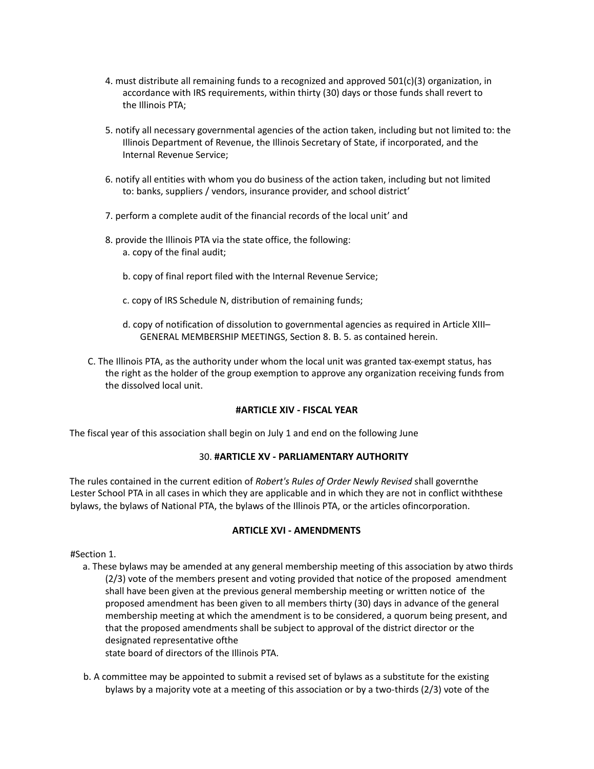4. must distribute all remaining funds to a recognized and approved 501(c)(3) organization, in accordance with IRS requirements, within thirty (30) days or those funds shall revert to the Illinois PTA;

5. notify all necessary governmental agencies of the action taken, including but not limited to: the Illinois Department of Revenue, the Illinois Secretary of State, if incorporated, and the Internal Revenue Service;

6. notify all entities with whom you do business of the action taken, including but not limited to: banks, suppliers / vendors, insurance provider, and school district'

7. perform a complete audit of the financial records of the local unit' and

8. provide the Illinois PTA via the state office, the following:
   a. copy of the final audit;

   b. copy of final report filed with the Internal Revenue Service;

   c. copy of IRS Schedule N, distribution of remaining funds;

   d. copy of notification of dissolution to governmental agencies as required in Article XIII– GENERAL MEMBERSHIP MEETINGS, Section 8. B. 5. as contained herein.

C. The Illinois PTA, as the authority under whom the local unit was granted tax-exempt status, has the right as the holder of the group exemption to approve any organization receiving funds from the dissolved local unit.

**#ARTICLE XIV - FISCAL YEAR**

The fiscal year of this association shall begin on July 1 and end on the following June

30. **#ARTICLE XV - PARLIAMENTARY AUTHORITY**

The rules contained in the current edition of *Robert's Rules of Order Newly Revised* shall governthe Lester School PTA in all cases in which they are applicable and in which they are not in conflict withthese bylaws, the bylaws of National PTA, the bylaws of the Illinois PTA, or the articles ofincorporation.

**ARTICLE XVI - AMENDMENTS**

#Section 1.

a. These bylaws may be amended at any general membership meeting of this association by atwo thirds (2/3) vote of the members present and voting provided that notice of the proposed amendment shall have been given at the previous general membership meeting or written notice of the proposed amendment has been given to all members thirty (30) days in advance of the general membership meeting at which the amendment is to be considered, a quorum being present, and that the proposed amendments shall be subject to approval of the district director or the designated representative ofthe
state board of directors of the Illinois PTA.

b. A committee may be appointed to submit a revised set of bylaws as a substitute for the existing bylaws by a majority vote at a meeting of this association or by a two-thirds (2/3) vote of the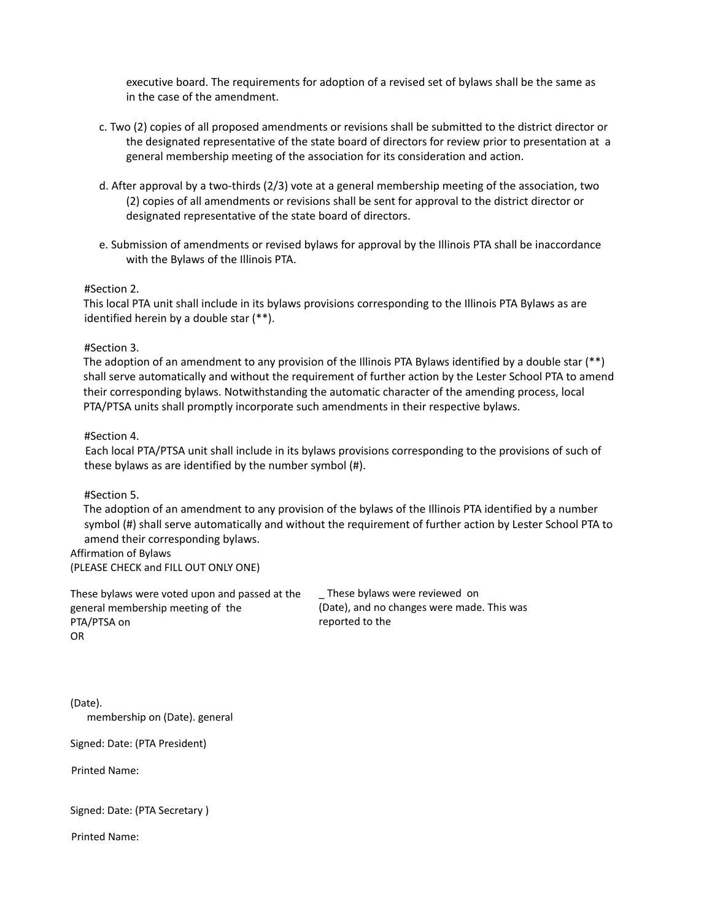executive board. The requirements for adoption of a revised set of bylaws shall be the same as in the case of the amendment.

c. Two (2) copies of all proposed amendments or revisions shall be submitted to the district director or the designated representative of the state board of directors for review prior to presentation at a general membership meeting of the association for its consideration and action.

d. After approval by a two-thirds (2/3) vote at a general membership meeting of the association, two (2) copies of all amendments or revisions shall be sent for approval to the district director or designated representative of the state board of directors.

e. Submission of amendments or revised bylaws for approval by the Illinois PTA shall be inaccordance with the Bylaws of the Illinois PTA.

#Section 2.
This local PTA unit shall include in its bylaws provisions corresponding to the Illinois PTA Bylaws as are identified herein by a double star (**).

#Section 3.
The adoption of an amendment to any provision of the Illinois PTA Bylaws identified by a double star (**) shall serve automatically and without the requirement of further action by the Lester School PTA to amend their corresponding bylaws. Notwithstanding the automatic character of the amending process, local PTA/PTSA units shall promptly incorporate such amendments in their respective bylaws.

#Section 4.
Each local PTA/PTSA unit shall include in its bylaws provisions corresponding to the provisions of such of these bylaws as are identified by the number symbol (#).

#Section 5.
The adoption of an amendment to any provision of the bylaws of the Illinois PTA identified by a number symbol (#) shall serve automatically and without the requirement of further action by Lester School PTA to amend their corresponding bylaws.

Affirmation of Bylaws
(PLEASE CHECK and FILL OUT ONLY ONE)

These bylaws were voted upon and passed at the general membership meeting of the PTA/PTSA on (Date).

OR

_ These bylaws were reviewed on (Date), and no changes were made. This was reported to the general membership on (Date).

Signed: Date: (PTA President)

Printed Name:

Signed: Date: (PTA Secretary )

Printed Name: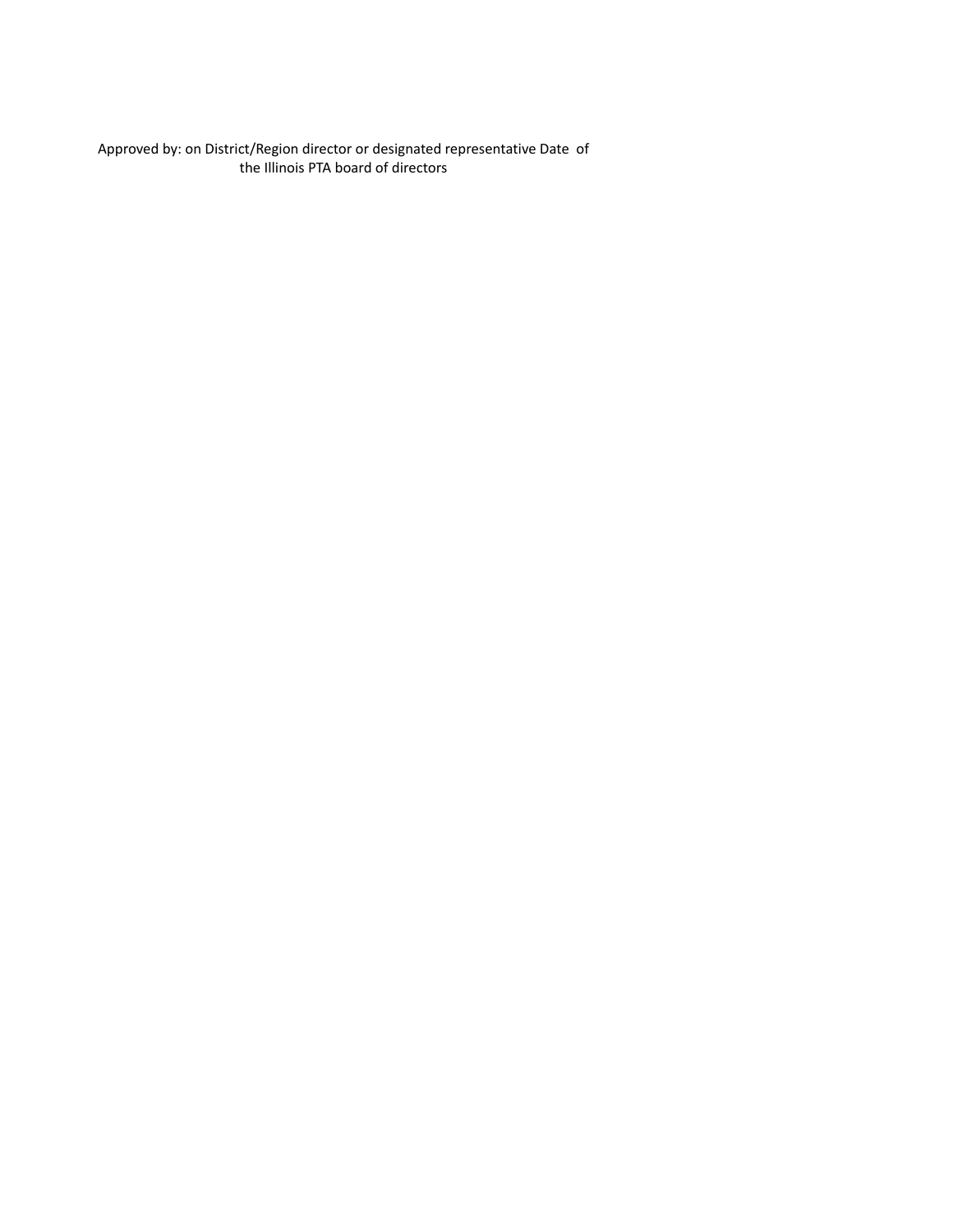Approved by: on District/Region director or designated representative Date of the Illinois PTA board of directors